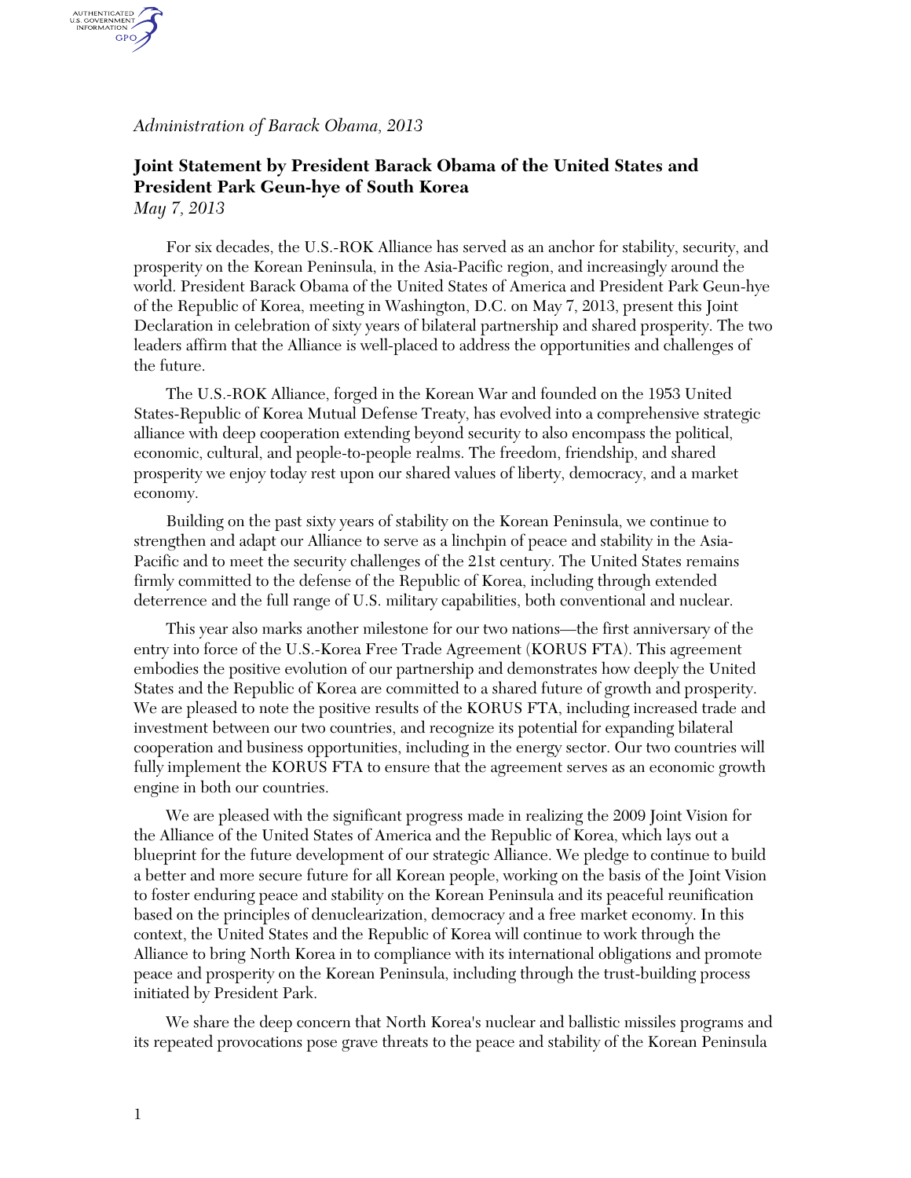*Administration of Barack Obama, 2013*

## Joint Statement by President Barack Obama of the United States and President Park Geun-hye of South Korea

*May 7, 2013*

For six decades, the U.S.-ROK Alliance has served as an anchor for stability, security, and prosperity on the Korean Peninsula, in the Asia-Pacific region, and increasingly around the world. President Barack Obama of the United States of America and President Park Geun-hye of the Republic of Korea, meeting in Washington, D.C. on May 7, 2013, present this Joint Declaration in celebration of sixty years of bilateral partnership and shared prosperity. The two leaders affirm that the Alliance is well-placed to address the opportunities and challenges of the future.

The U.S.-ROK Alliance, forged in the Korean War and founded on the 1953 United States-Republic of Korea Mutual Defense Treaty, has evolved into a comprehensive strategic alliance with deep cooperation extending beyond security to also encompass the political, economic, cultural, and people-to-people realms. The freedom, friendship, and shared prosperity we enjoy today rest upon our shared values of liberty, democracy, and a market economy.

Building on the past sixty years of stability on the Korean Peninsula, we continue to strengthen and adapt our Alliance to serve as a linchpin of peace and stability in the Asia-Pacific and to meet the security challenges of the 21st century. The United States remains firmly committed to the defense of the Republic of Korea, including through extended deterrence and the full range of U.S. military capabilities, both conventional and nuclear.

This year also marks another milestone for our two nations—the first anniversary of the entry into force of the U.S.-Korea Free Trade Agreement (KORUS FTA). This agreement embodies the positive evolution of our partnership and demonstrates how deeply the United States and the Republic of Korea are committed to a shared future of growth and prosperity. We are pleased to note the positive results of the KORUS FTA, including increased trade and investment between our two countries, and recognize its potential for expanding bilateral cooperation and business opportunities, including in the energy sector. Our two countries will fully implement the KORUS FTA to ensure that the agreement serves as an economic growth engine in both our countries.

We are pleased with the significant progress made in realizing the 2009 Joint Vision for the Alliance of the United States of America and the Republic of Korea, which lays out a blueprint for the future development of our strategic Alliance. We pledge to continue to build a better and more secure future for all Korean people, working on the basis of the Joint Vision to foster enduring peace and stability on the Korean Peninsula and its peaceful reunification based on the principles of denuclearization, democracy and a free market economy. In this context, the United States and the Republic of Korea will continue to work through the Alliance to bring North Korea in to compliance with its international obligations and promote peace and prosperity on the Korean Peninsula, including through the trust-building process initiated by President Park.

We share the deep concern that North Korea's nuclear and ballistic missiles programs and its repeated provocations pose grave threats to the peace and stability of the Korean Peninsula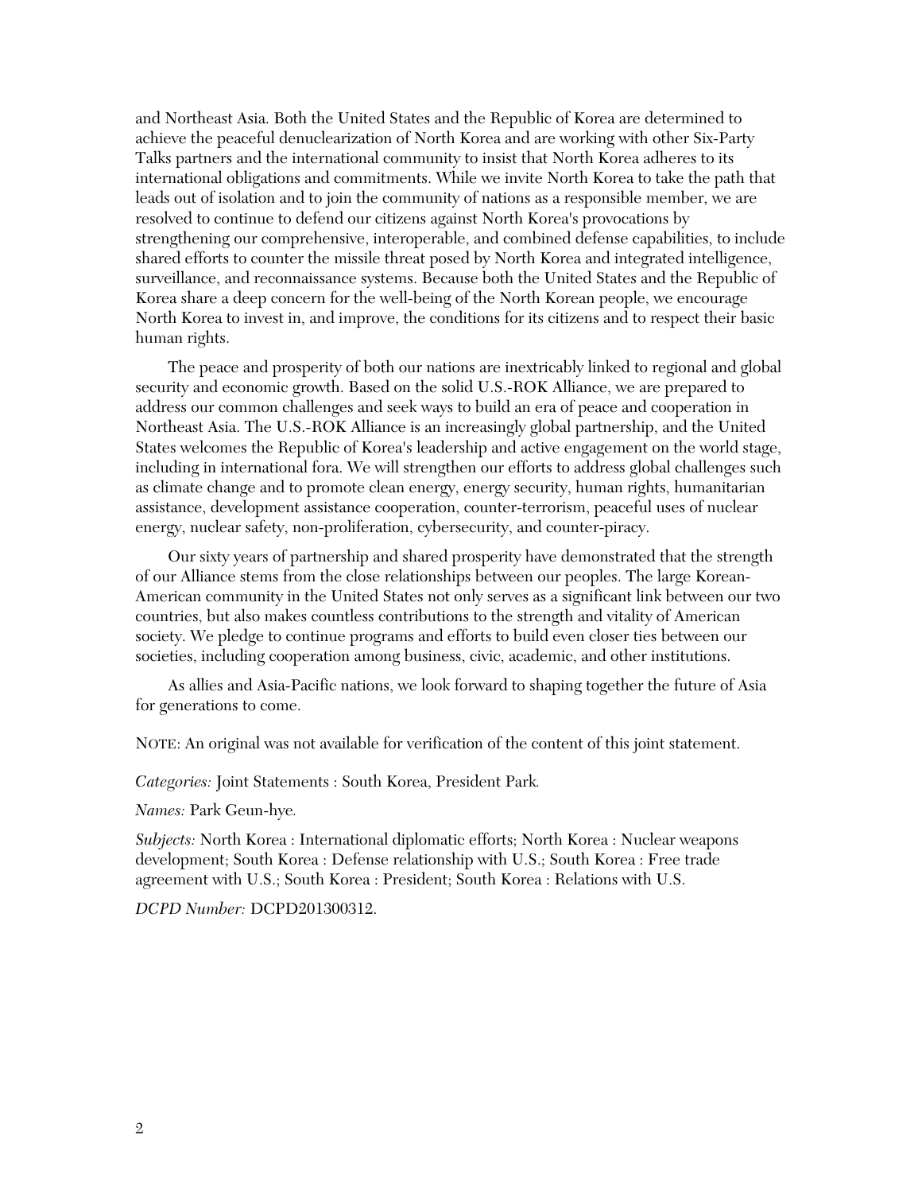and Northeast Asia. Both the United States and the Republic of Korea are determined to achieve the peaceful denuclearization of North Korea and are working with other Six-Party Talks partners and the international community to insist that North Korea adheres to its international obligations and commitments. While we invite North Korea to take the path that leads out of isolation and to join the community of nations as a responsible member, we are resolved to continue to defend our citizens against North Korea's provocations by strengthening our comprehensive, interoperable, and combined defense capabilities, to include shared efforts to counter the missile threat posed by North Korea and integrated intelligence, surveillance, and reconnaissance systems. Because both the United States and the Republic of Korea share a deep concern for the well-being of the North Korean people, we encourage North Korea to invest in, and improve, the conditions for its citizens and to respect their basic human rights.

The peace and prosperity of both our nations are inextricably linked to regional and global security and economic growth. Based on the solid U.S.-ROK Alliance, we are prepared to address our common challenges and seek ways to build an era of peace and cooperation in Northeast Asia. The U.S.-ROK Alliance is an increasingly global partnership, and the United States welcomes the Republic of Korea's leadership and active engagement on the world stage, including in international fora. We will strengthen our efforts to address global challenges such as climate change and to promote clean energy, energy security, human rights, humanitarian assistance, development assistance cooperation, counter-terrorism, peaceful uses of nuclear energy, nuclear safety, non-proliferation, cybersecurity, and counter-piracy.

Our sixty years of partnership and shared prosperity have demonstrated that the strength of our Alliance stems from the close relationships between our peoples. The large Korean-American community in the United States not only serves as a significant link between our two countries, but also makes countless contributions to the strength and vitality of American society. We pledge to continue programs and efforts to build even closer ties between our societies, including cooperation among business, civic, academic, and other institutions.

As allies and Asia-Pacific nations, we look forward to shaping together the future of Asia for generations to come.

NOTE: An original was not available for verification of the content of this joint statement.

*Categories:* Joint Statements : South Korea, President Park.

*Names:* Park Geun-hye.

*Subjects:* North Korea : International diplomatic efforts; North Korea : Nuclear weapons development; South Korea : Defense relationship with U.S.; South Korea : Free trade agreement with U.S.; South Korea : President; South Korea : Relations with U.S.

*DCPD Number:* DCPD201300312.